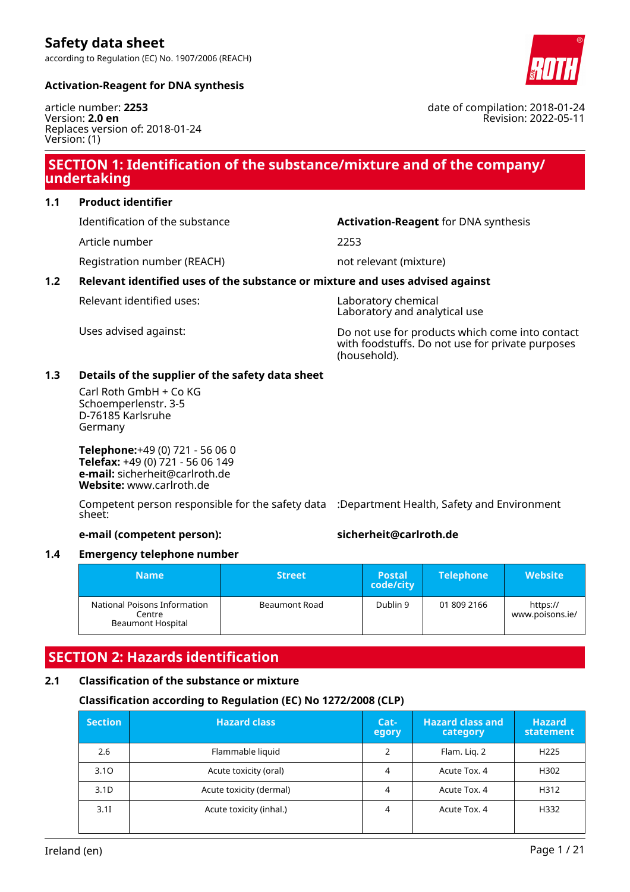# Safety data sheet

according to Regulation (EC) No. 1907/2006 (REACH)

**Activation-Reagent for DNA synthesis**

article number: **2253**
Version: **2.0 en**
Replaces version of: 2018-01-24
Version: (1)

date of compilation: 2018-01-24
Revision: 2022-05-11

## SECTION 1: Identification of the substance/mixture and of the company/ undertaking

### 1.1 Product identifier

Identification of the substance: **Activation-Reagent** for DNA synthesis

Article number: 2253

Registration number (REACH): not relevant (mixture)

### 1.2 Relevant identified uses of the substance or mixture and uses advised against

Relevant identified uses: Laboratory chemical
Laboratory and analytical use

Uses advised against: Do not use for products which come into contact with foodstuffs. Do not use for private purposes (household).

### 1.3 Details of the supplier of the safety data sheet

Carl Roth GmbH + Co KG
Schoemperlenstr. 3-5
D-76185 Karlsruhe
Germany

**Telephone:**+49 (0) 721 - 56 06 0
**Telefax:** +49 (0) 721 - 56 06 149
**e-mail:** sicherheit@carlroth.de
**Website:** www.carlroth.de

Competent person responsible for the safety data sheet: :Department Health, Safety and Environment

**e-mail (competent person):** **sicherheit@carlroth.de**

### 1.4 Emergency telephone number

| Name | Street | Postal code/city | Telephone | Website |
|---|---|---|---|---|
| National Poisons Information Centre Beaumont Hospital | Beaumont Road | Dublin 9 | 01 809 2166 | https://www.poisons.ie/ |

## SECTION 2: Hazards identification

### 2.1 Classification of the substance or mixture

#### Classification according to Regulation (EC) No 1272/2008 (CLP)

| Section | Hazard class | Category | Hazard class and category | Hazard statement |
|---|---|---|---|---|
| 2.6 | Flammable liquid | 2 | Flam. Liq. 2 | H225 |
| 3.1O | Acute toxicity (oral) | 4 | Acute Tox. 4 | H302 |
| 3.1D | Acute toxicity (dermal) | 4 | Acute Tox. 4 | H312 |
| 3.1I | Acute toxicity (inhal.) | 4 | Acute Tox. 4 | H332 |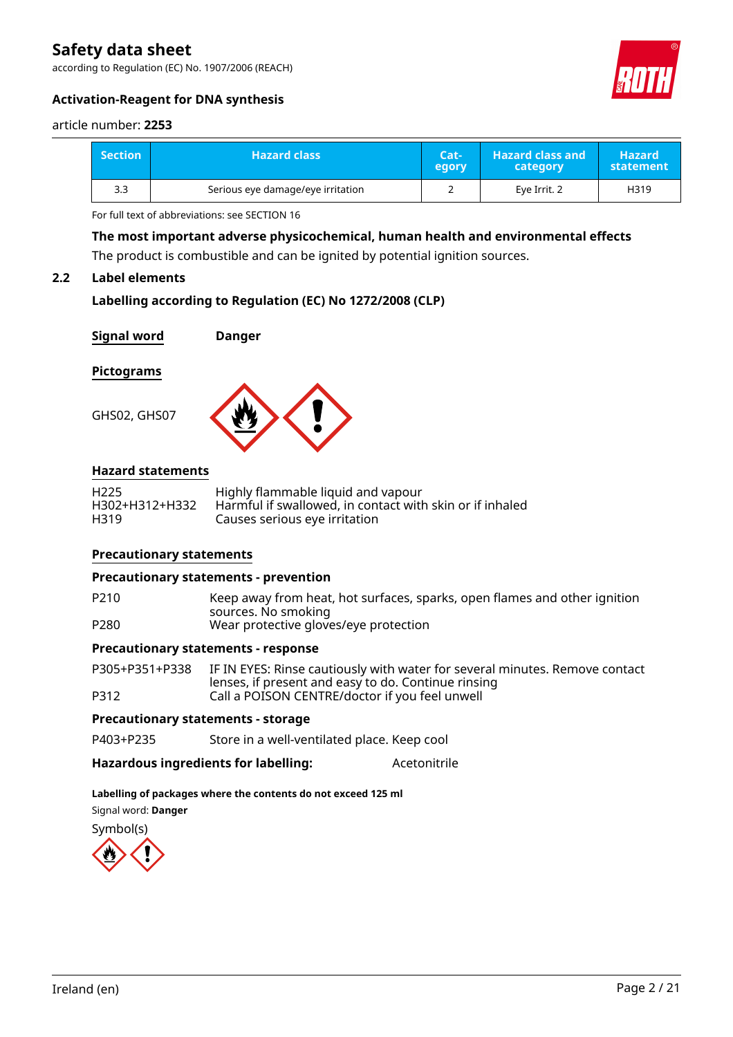| Section | Hazard class | Category | Hazard class and category | Hazard statement |
|---|---|---|---|---|
| 3.3 | Serious eye damage/eye irritation | 2 | Eye Irrit. 2 | H319 |

For full text of abbreviations: see SECTION 16

**The most important adverse physicochemical, human health and environmental effects**

The product is combustible and can be ignited by potential ignition sources.

## 2.2 Label elements

**Labelling according to Regulation (EC) No 1272/2008 (CLP)**

**Signal word** **Danger**

**Pictograms**

GHS02, GHS07

**Hazard statements**

| | |
|---|---|
| H225 | Highly flammable liquid and vapour |
| H302+H312+H332 | Harmful if swallowed, in contact with skin or if inhaled |
| H319 | Causes serious eye irritation |

**Precautionary statements**

**Precautionary statements - prevention**

| | |
|---|---|
| P210 | Keep away from heat, hot surfaces, sparks, open flames and other ignition sources. No smoking |
| P280 | Wear protective gloves/eye protection |

**Precautionary statements - response**

| | |
|---|---|
| P305+P351+P338 | IF IN EYES: Rinse cautiously with water for several minutes. Remove contact lenses, if present and easy to do. Continue rinsing |
| P312 | Call a POISON CENTRE/doctor if you feel unwell |

**Precautionary statements - storage**

| | |
|---|---|
| P403+P235 | Store in a well-ventilated place. Keep cool |

**Hazardous ingredients for labelling:** Acetonitrile

**Labelling of packages where the contents do not exceed 125 ml**

Signal word: **Danger**

Symbol(s)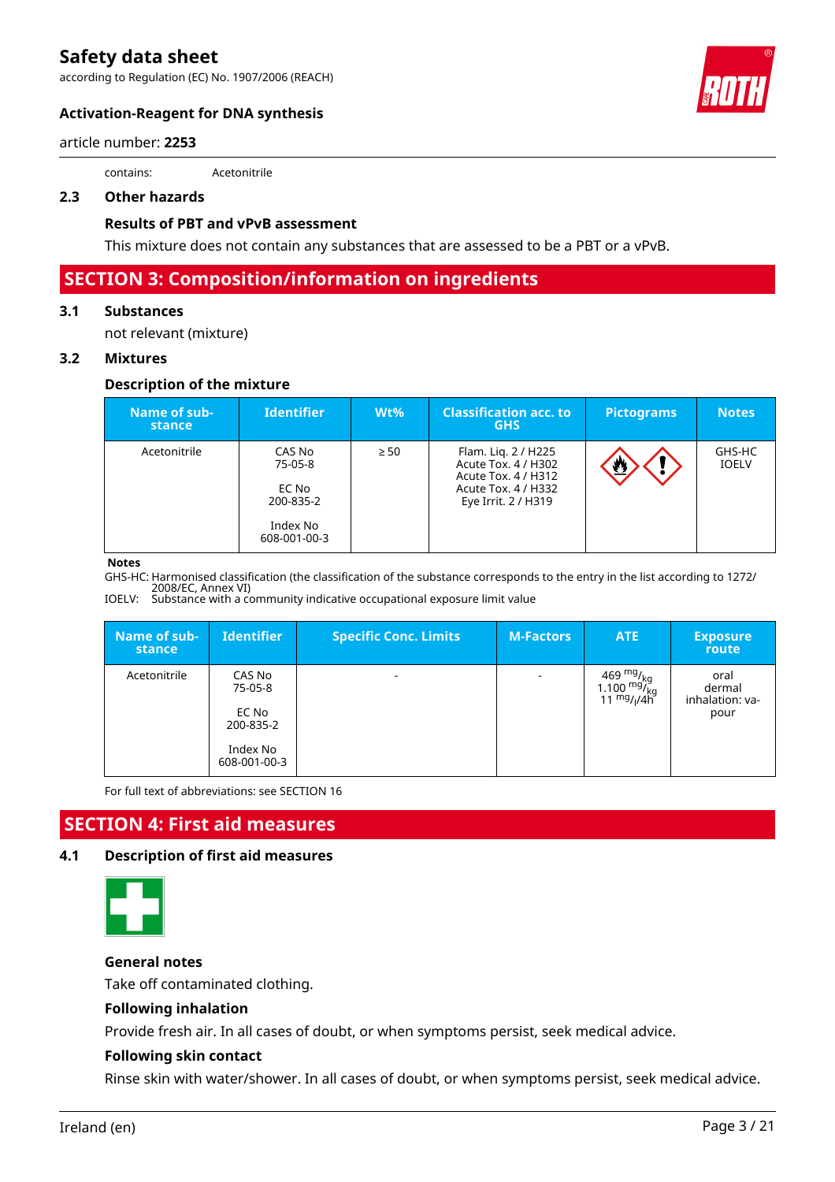contains: Acetonitrile

### 2.3 Other hazards

#### Results of PBT and vPvB assessment

This mixture does not contain any substances that are assessed to be a PBT or a vPvB.

## SECTION 3: Composition/information on ingredients

### 3.1 Substances

not relevant (mixture)

### 3.2 Mixtures

#### Description of the mixture

| Name of substance | Identifier | Wt% | Classification acc. to GHS | Pictograms | Notes |
|---|---|---|---|---|---|
| Acetonitrile | CAS No 75-05-8<br><br>EC No 200-835-2<br><br>Index No 608-001-00-3 | ≥ 50 | Flam. Liq. 2 / H225<br>Acute Tox. 4 / H302<br>Acute Tox. 4 / H312<br>Acute Tox. 4 / H332<br>Eye Irrit. 2 / H319 | | GHS-HC<br>IOELV |

**Notes**

GHS-HC: Harmonised classification (the classification of the substance corresponds to the entry in the list according to 1272/2008/EC, Annex VI)

IOELV: Substance with a community indicative occupational exposure limit value

| Name of substance | Identifier | Specific Conc. Limits | M-Factors | ATE | Exposure route |
|---|---|---|---|---|---|
| Acetonitrile | CAS No 75-05-8<br><br>EC No 200-835-2<br><br>Index No 608-001-00-3 | - | - | 469 $^{mg}/_{kg}$<br>1.100 $^{mg}/_{kg}$<br>11 $^{mg}/_{l}/4h$ | oral<br>dermal<br>inhalation: vapour |

For full text of abbreviations: see SECTION 16

## SECTION 4: First aid measures

### 4.1 Description of first aid measures

#### General notes

Take off contaminated clothing.

#### Following inhalation

Provide fresh air. In all cases of doubt, or when symptoms persist, seek medical advice.

#### Following skin contact

Rinse skin with water/shower. In all cases of doubt, or when symptoms persist, seek medical advice.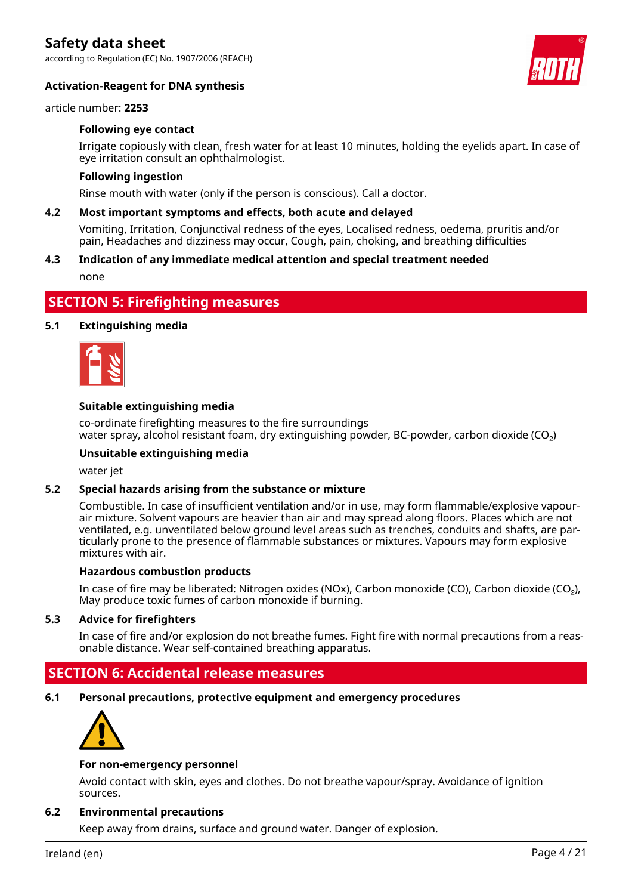#### Following eye contact

Irrigate copiously with clean, fresh water for at least 10 minutes, holding the eyelids apart. In case of eye irritation consult an ophthalmologist.

#### Following ingestion

Rinse mouth with water (only if the person is conscious). Call a doctor.

### 4.2 Most important symptoms and effects, both acute and delayed

Vomiting, Irritation, Conjunctival redness of the eyes, Localised redness, oedema, pruritis and/or pain, Headaches and dizziness may occur, Cough, pain, choking, and breathing difficulties

### 4.3 Indication of any immediate medical attention and special treatment needed

none

## SECTION 5: Firefighting measures

### 5.1 Extinguishing media

#### Suitable extinguishing media

co-ordinate firefighting measures to the fire surroundings
water spray, alcohol resistant foam, dry extinguishing powder, BC-powder, carbon dioxide ($CO_2$)

#### Unsuitable extinguishing media

water jet

### 5.2 Special hazards arising from the substance or mixture

Combustible. In case of insufficient ventilation and/or in use, may form flammable/explosive vapour-air mixture. Solvent vapours are heavier than air and may spread along floors. Places which are not ventilated, e.g. unventilated below ground level areas such as trenches, conduits and shafts, are particularly prone to the presence of flammable substances or mixtures. Vapours may form explosive mixtures with air.

#### Hazardous combustion products

In case of fire may be liberated: Nitrogen oxides (NOx), Carbon monoxide (CO), Carbon dioxide ($CO_2$), May produce toxic fumes of carbon monoxide if burning.

### 5.3 Advice for firefighters

In case of fire and/or explosion do not breathe fumes. Fight fire with normal precautions from a reasonable distance. Wear self-contained breathing apparatus.

## SECTION 6: Accidental release measures

### 6.1 Personal precautions, protective equipment and emergency procedures

#### For non-emergency personnel

Avoid contact with skin, eyes and clothes. Do not breathe vapour/spray. Avoidance of ignition sources.

### 6.2 Environmental precautions

Keep away from drains, surface and ground water. Danger of explosion.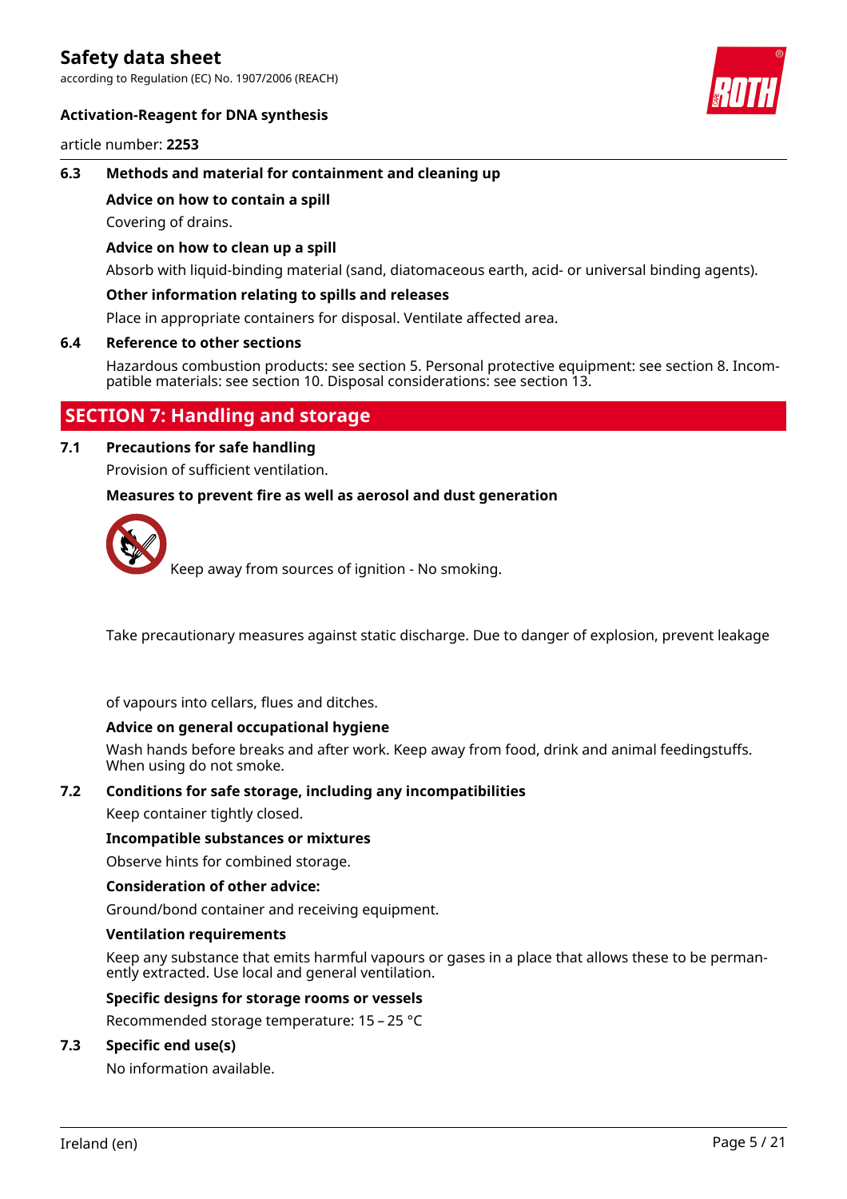### 6.3 Methods and material for containment and cleaning up

**Advice on how to contain a spill**

Covering of drains.

**Advice on how to clean up a spill**

Absorb with liquid-binding material (sand, diatomaceous earth, acid- or universal binding agents).

**Other information relating to spills and releases**

Place in appropriate containers for disposal. Ventilate affected area.

### 6.4 Reference to other sections

Hazardous combustion products: see section 5. Personal protective equipment: see section 8. Incompatible materials: see section 10. Disposal considerations: see section 13.

## SECTION 7: Handling and storage

### 7.1 Precautions for safe handling

Provision of sufficient ventilation.

**Measures to prevent fire as well as aerosol and dust generation**

Keep away from sources of ignition - No smoking.

Take precautionary measures against static discharge. Due to danger of explosion, prevent leakage of vapours into cellars, flues and ditches.

**Advice on general occupational hygiene**

Wash hands before breaks and after work. Keep away from food, drink and animal feedingstuffs. When using do not smoke.

### 7.2 Conditions for safe storage, including any incompatibilities

Keep container tightly closed.

**Incompatible substances or mixtures**

Observe hints for combined storage.

**Consideration of other advice:**

Ground/bond container and receiving equipment.

**Ventilation requirements**

Keep any substance that emits harmful vapours or gases in a place that allows these to be permanently extracted. Use local and general ventilation.

**Specific designs for storage rooms or vessels**

Recommended storage temperature: 15 – 25 °C

### 7.3 Specific end use(s)

No information available.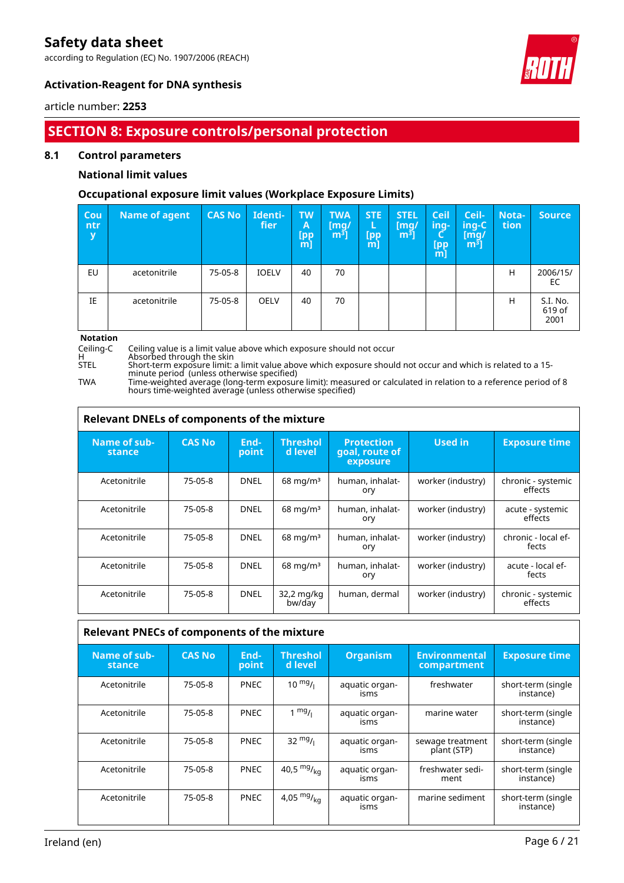## SECTION 8: Exposure controls/personal protection

### 8.1 Control parameters

**National limit values**

**Occupational exposure limit values (Workplace Exposure Limits)**

| Country | Name of agent | CAS No | Identifier | TWA [ppm] | TWA [mg/m³] | STEL [ppm] | STEL [mg/m³] | Ceiling-C [ppm] | Ceiling-C [mg/m³] | Notation | Source |
|---|---|---|---|---|---|---|---|---|---|---|---|
| EU | acetonitrile | 75-05-8 | IOELV | 40 | 70 | | | | | H | 2006/15/EC |
| IE | acetonitrile | 75-05-8 | OELV | 40 | 70 | | | | | H | S.I. No. 619 of 2001 |

**Notation**

- Ceiling-C: Ceiling value is a limit value above which exposure should not occur
- H: Absorbed through the skin
- STEL: Short-term exposure limit: a limit value above which exposure should not occur and which is related to a 15-minute period (unless otherwise specified)
- TWA: Time-weighted average (long-term exposure limit): measured or calculated in relation to a reference period of 8 hours time-weighted average (unless otherwise specified)

**Relevant DNELs of components of the mixture**

| Name of substance | CAS No | Endpoint | Threshold level | Protection goal, route of exposure | Used in | Exposure time |
|---|---|---|---|---|---|---|
| Acetonitrile | 75-05-8 | DNEL | 68 mg/m³ | human, inhalatory | worker (industry) | chronic - systemic effects |
| Acetonitrile | 75-05-8 | DNEL | 68 mg/m³ | human, inhalatory | worker (industry) | acute - systemic effects |
| Acetonitrile | 75-05-8 | DNEL | 68 mg/m³ | human, inhalatory | worker (industry) | chronic - local effects |
| Acetonitrile | 75-05-8 | DNEL | 68 mg/m³ | human, inhalatory | worker (industry) | acute - local effects |
| Acetonitrile | 75-05-8 | DNEL | 32,2 mg/kg bw/day | human, dermal | worker (industry) | chronic - systemic effects |

**Relevant PNECs of components of the mixture**

| Name of substance | CAS No | Endpoint | Threshold level | Organism | Environmental compartment | Exposure time |
|---|---|---|---|---|---|---|
| Acetonitrile | 75-05-8 | PNEC | 10 mg/l | aquatic organisms | freshwater | short-term (single instance) |
| Acetonitrile | 75-05-8 | PNEC | 1 mg/l | aquatic organisms | marine water | short-term (single instance) |
| Acetonitrile | 75-05-8 | PNEC | 32 mg/l | aquatic organisms | sewage treatment plant (STP) | short-term (single instance) |
| Acetonitrile | 75-05-8 | PNEC | 40,5 mg/kg | aquatic organisms | freshwater sediment | short-term (single instance) |
| Acetonitrile | 75-05-8 | PNEC | 4,05 mg/kg | aquatic organisms | marine sediment | short-term (single instance) |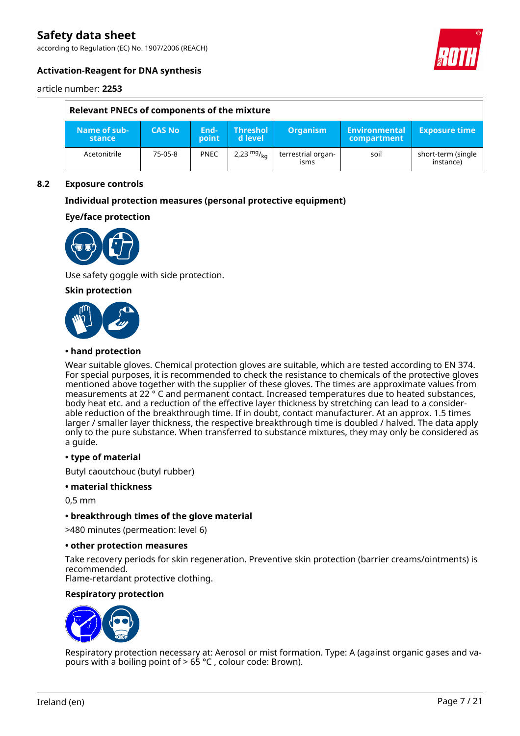| Relevant PNECs of components of the mixture | | | | | | |
|---|---|---|---|---|---|---|
| Name of substance | CAS No | Endpoint | Threshold level | Organism | Environmental compartment | Exposure time |
| Acetonitrile | 75-05-8 | PNEC | 2,23 $^{mg}/_{kg}$ | terrestrial organisms | soil | short-term (single instance) |

## 8.2 Exposure controls

### Individual protection measures (personal protective equipment)

### Eye/face protection

Use safety goggle with side protection.

### Skin protection

**• hand protection**

Wear suitable gloves. Chemical protection gloves are suitable, which are tested according to EN 374. For special purposes, it is recommended to check the resistance to chemicals of the protective gloves mentioned above together with the supplier of these gloves. The times are approximate values from measurements at 22 ° C and permanent contact. Increased temperatures due to heated substances, body heat etc. and a reduction of the effective layer thickness by stretching can lead to a considerable reduction of the breakthrough time. If in doubt, contact manufacturer. At an approx. 1.5 times larger / smaller layer thickness, the respective breakthrough time is doubled / halved. The data apply only to the pure substance. When transferred to substance mixtures, they may only be considered as a guide.

**• type of material**

Butyl caoutchouc (butyl rubber)

**• material thickness**

0,5 mm

**• breakthrough times of the glove material**

>480 minutes (permeation: level 6)

**• other protection measures**

Take recovery periods for skin regeneration. Preventive skin protection (barrier creams/ointments) is recommended.
Flame-retardant protective clothing.

### Respiratory protection

Respiratory protection necessary at: Aerosol or mist formation. Type: A (against organic gases and vapours with a boiling point of > 65 °C , colour code: Brown).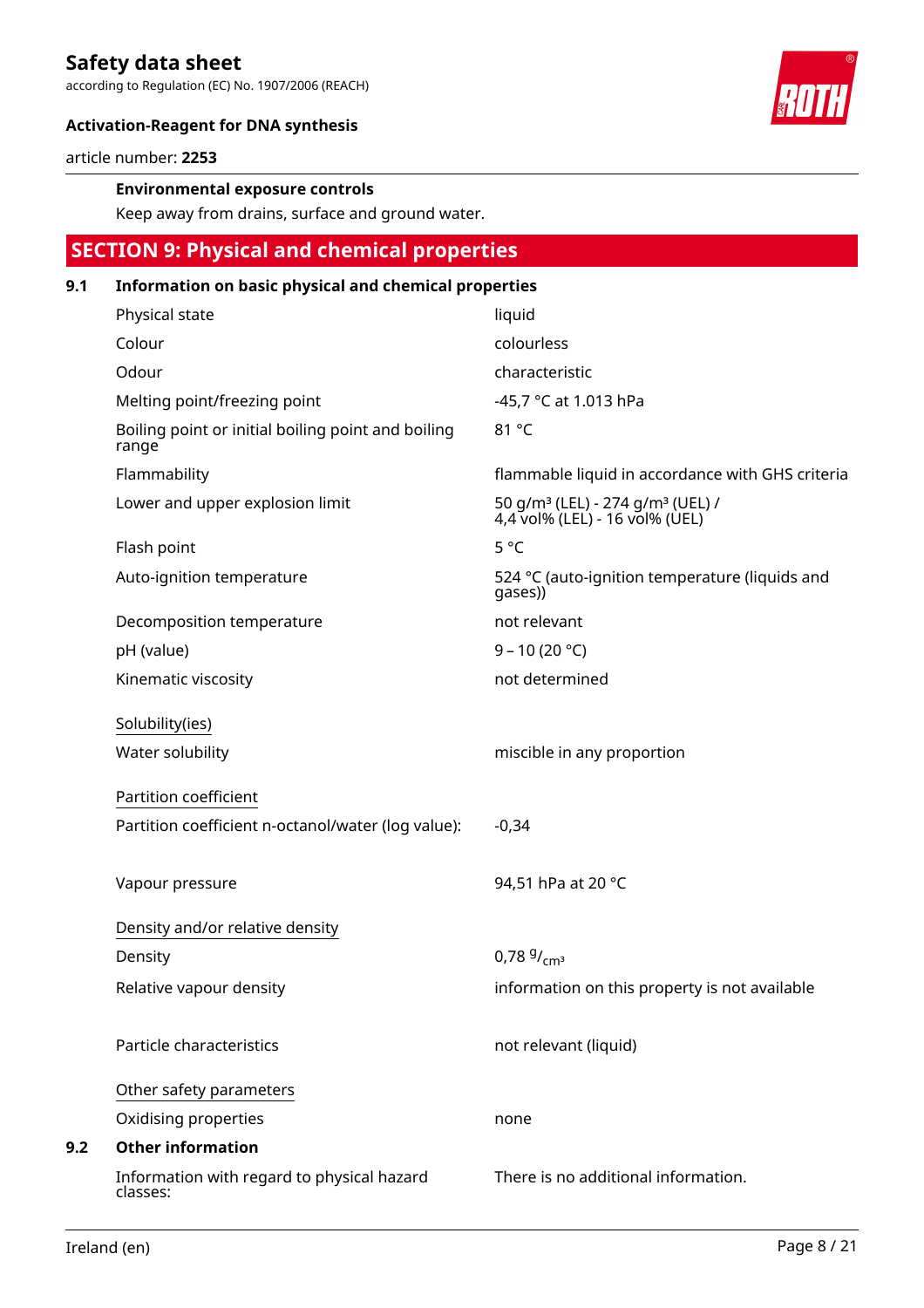**Environmental exposure controls**

Keep away from drains, surface and ground water.

## SECTION 9: Physical and chemical properties

### 9.1 Information on basic physical and chemical properties

| Property | Value |
|---|---|
| Physical state | liquid |
| Colour | colourless |
| Odour | characteristic |
| Melting point/freezing point | -45,7 °C at 1.013 hPa |
| Boiling point or initial boiling point and boiling range | 81 °C |
| Flammability | flammable liquid in accordance with GHS criteria |
| Lower and upper explosion limit | 50 g/m³ (LEL) - 274 g/m³ (UEL) / 4,4 vol% (LEL) - 16 vol% (UEL) |
| Flash point | 5 °C |
| Auto-ignition temperature | 524 °C (auto-ignition temperature (liquids and gases)) |
| Decomposition temperature | not relevant |
| pH (value) | 9 – 10 (20 °C) |
| Kinematic viscosity | not determined |

Solubility(ies)

| Property | Value |
|---|---|
| Water solubility | miscible in any proportion |

Partition coefficient

| Property | Value |
|---|---|
| Partition coefficient n-octanol/water (log value): | -0,34 |
| Vapour pressure | 94,51 hPa at 20 °C |

Density and/or relative density

| Property | Value |
|---|---|
| Density | 0,78 $^{g}/_{cm^3}$ |
| Relative vapour density | information on this property is not available |
| Particle characteristics | not relevant (liquid) |

Other safety parameters

| Property | Value |
|---|---|
| Oxidising properties | none |

### 9.2 Other information

| Property | Value |
|---|---|
| Information with regard to physical hazard classes: | There is no additional information. |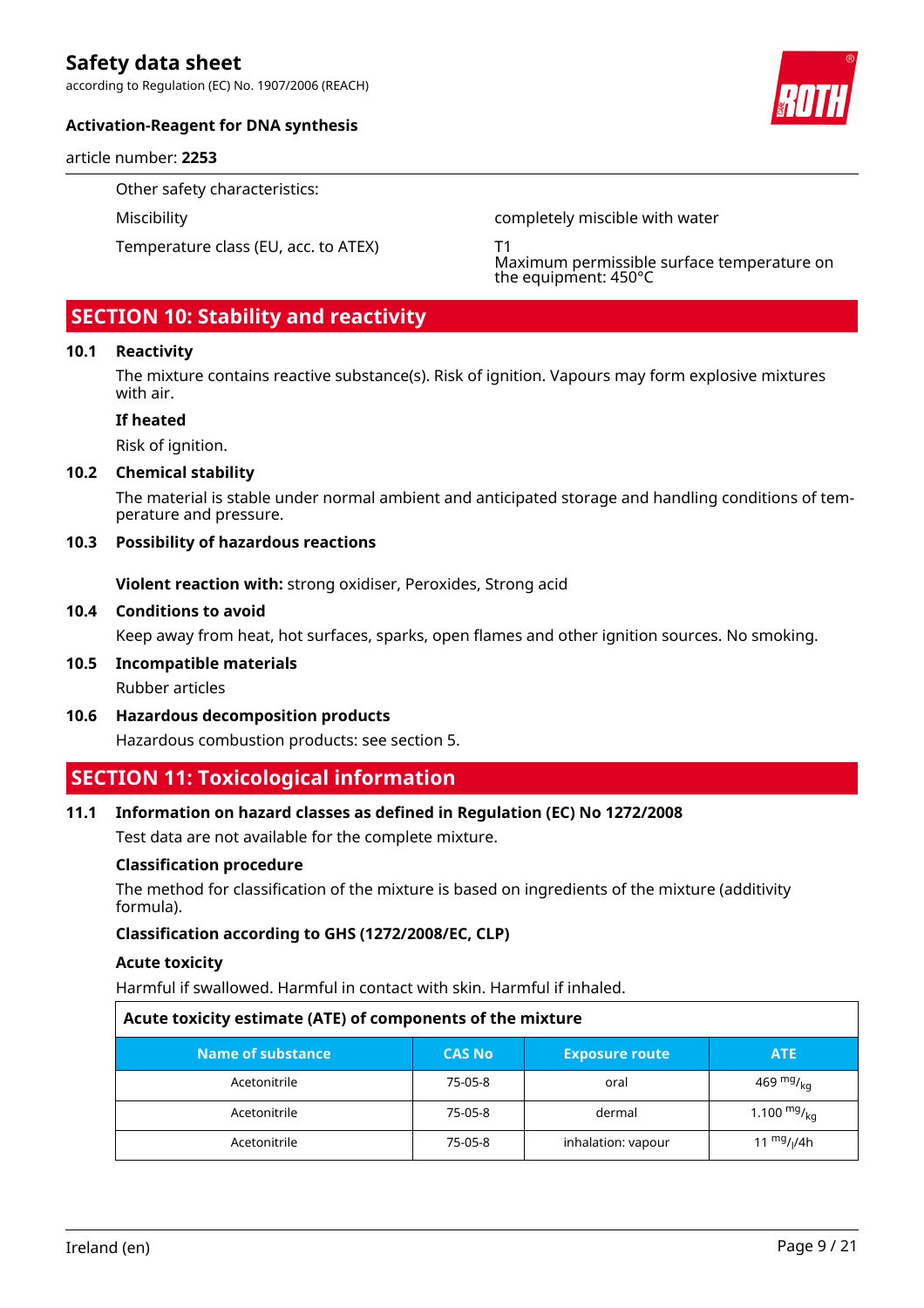Other safety characteristics:

| | |
|---|---|
| Miscibility | completely miscible with water |
| Temperature class (EU, acc. to ATEX) | T1<br>Maximum permissible surface temperature on the equipment: 450°C |

## SECTION 10: Stability and reactivity

### 10.1 Reactivity

The mixture contains reactive substance(s). Risk of ignition. Vapours may form explosive mixtures with air.

**If heated**

Risk of ignition.

### 10.2 Chemical stability

The material is stable under normal ambient and anticipated storage and handling conditions of temperature and pressure.

### 10.3 Possibility of hazardous reactions

**Violent reaction with:** strong oxidiser, Peroxides, Strong acid

### 10.4 Conditions to avoid

Keep away from heat, hot surfaces, sparks, open flames and other ignition sources. No smoking.

### 10.5 Incompatible materials

Rubber articles

### 10.6 Hazardous decomposition products

Hazardous combustion products: see section 5.

## SECTION 11: Toxicological information

### 11.1 Information on hazard classes as defined in Regulation (EC) No 1272/2008

Test data are not available for the complete mixture.

**Classification procedure**

The method for classification of the mixture is based on ingredients of the mixture (additivity formula).

**Classification according to GHS (1272/2008/EC, CLP)**

**Acute toxicity**

Harmful if swallowed. Harmful in contact with skin. Harmful if inhaled.

**Acute toxicity estimate (ATE) of components of the mixture**

| Name of substance | CAS No | Exposure route | ATE |
|---|---|---|---|
| Acetonitrile | 75-05-8 | oral | 469 $^{mg}/_{kg}$ |
| Acetonitrile | 75-05-8 | dermal | 1.100 $^{mg}/_{kg}$ |
| Acetonitrile | 75-05-8 | inhalation: vapour | 11 $^{mg}/_{l}$/4h |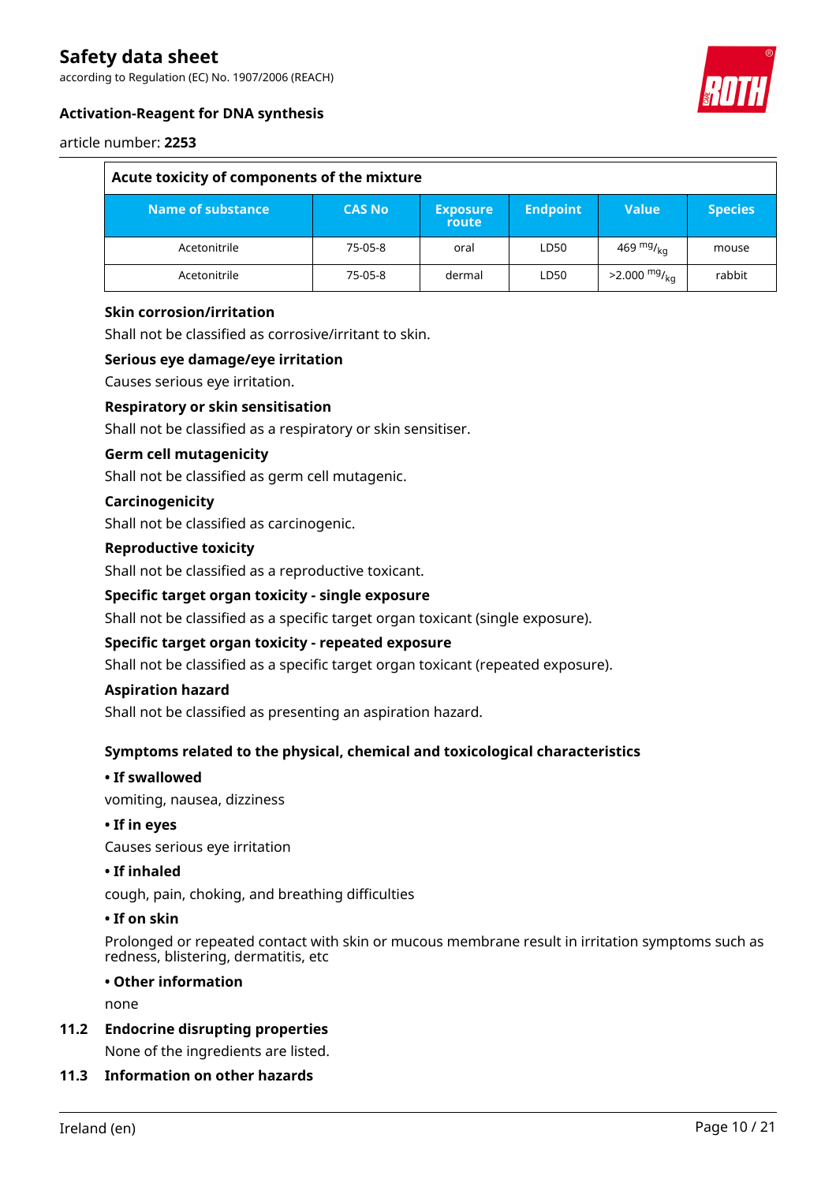| Acute toxicity of components of the mixture | | | | | |
|---|---|---|---|---|---|
| **Name of substance** | **CAS No** | **Exposure route** | **Endpoint** | **Value** | **Species** |
| Acetonitrile | 75-05-8 | oral | LD50 | 469 $^{mg}/_{kg}$ | mouse |
| Acetonitrile | 75-05-8 | dermal | LD50 | >2.000 $^{mg}/_{kg}$ | rabbit |

**Skin corrosion/irritation**

Shall not be classified as corrosive/irritant to skin.

**Serious eye damage/eye irritation**

Causes serious eye irritation.

**Respiratory or skin sensitisation**

Shall not be classified as a respiratory or skin sensitiser.

**Germ cell mutagenicity**

Shall not be classified as germ cell mutagenic.

**Carcinogenicity**

Shall not be classified as carcinogenic.

**Reproductive toxicity**

Shall not be classified as a reproductive toxicant.

**Specific target organ toxicity - single exposure**

Shall not be classified as a specific target organ toxicant (single exposure).

**Specific target organ toxicity - repeated exposure**

Shall not be classified as a specific target organ toxicant (repeated exposure).

**Aspiration hazard**

Shall not be classified as presenting an aspiration hazard.

**Symptoms related to the physical, chemical and toxicological characteristics**

**• If swallowed**

vomiting, nausea, dizziness

**• If in eyes**

Causes serious eye irritation

**• If inhaled**

cough, pain, choking, and breathing difficulties

**• If on skin**

Prolonged or repeated contact with skin or mucous membrane result in irritation symptoms such as redness, blistering, dermatitis, etc

**• Other information**

none

## 11.2 Endocrine disrupting properties

None of the ingredients are listed.

## 11.3 Information on other hazards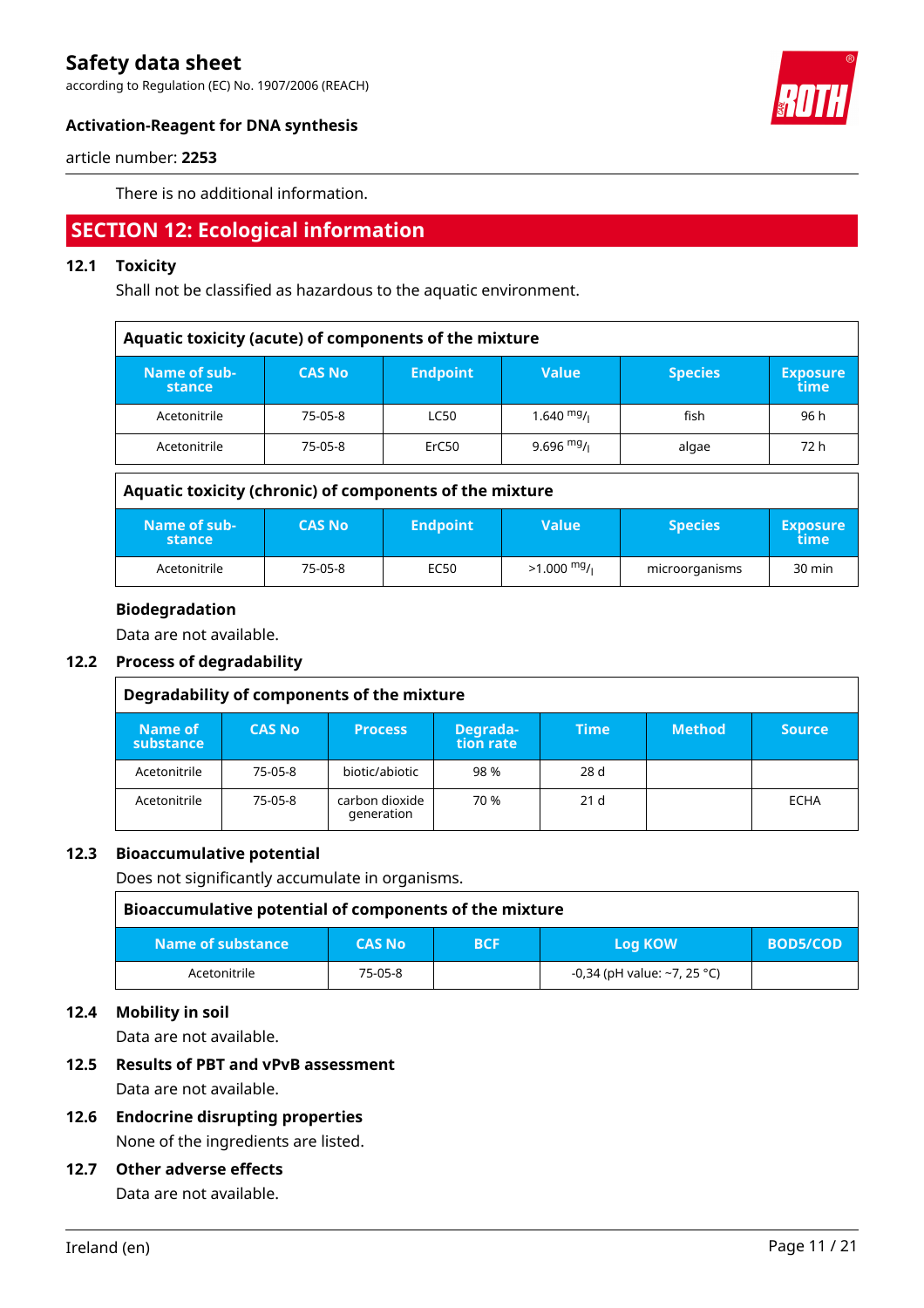There is no additional information.

## SECTION 12: Ecological information

### 12.1 Toxicity

Shall not be classified as hazardous to the aquatic environment.

**Aquatic toxicity (acute) of components of the mixture**

| Name of substance | CAS No | Endpoint | Value | Species | Exposure time |
|---|---|---|---|---|---|
| Acetonitrile | 75-05-8 | LC50 | 1.640 $^{mg}/_{l}$ | fish | 96 h |
| Acetonitrile | 75-05-8 | ErC50 | 9.696 $^{mg}/_{l}$ | algae | 72 h |

**Aquatic toxicity (chronic) of components of the mixture**

| Name of substance | CAS No | Endpoint | Value | Species | Exposure time |
|---|---|---|---|---|---|
| Acetonitrile | 75-05-8 | EC50 | >1.000 $^{mg}/_{l}$ | microorganisms | 30 min |

**Biodegradation**

Data are not available.

### 12.2 Process of degradability

**Degradability of components of the mixture**

| Name of substance | CAS No | Process | Degradation rate | Time | Method | Source |
|---|---|---|---|---|---|---|
| Acetonitrile | 75-05-8 | biotic/abiotic | 98 % | 28 d | | |
| Acetonitrile | 75-05-8 | carbon dioxide generation | 70 % | 21 d | | ECHA |

### 12.3 Bioaccumulative potential

Does not significantly accumulate in organisms.

**Bioaccumulative potential of components of the mixture**

| Name of substance | CAS No | BCF | Log KOW | BOD5/COD |
|---|---|---|---|---|
| Acetonitrile | 75-05-8 | | -0,34 (pH value: ~7, 25 °C) | |

### 12.4 Mobility in soil

Data are not available.

### 12.5 Results of PBT and vPvB assessment

Data are not available.

### 12.6 Endocrine disrupting properties

None of the ingredients are listed.

### 12.7 Other adverse effects

Data are not available.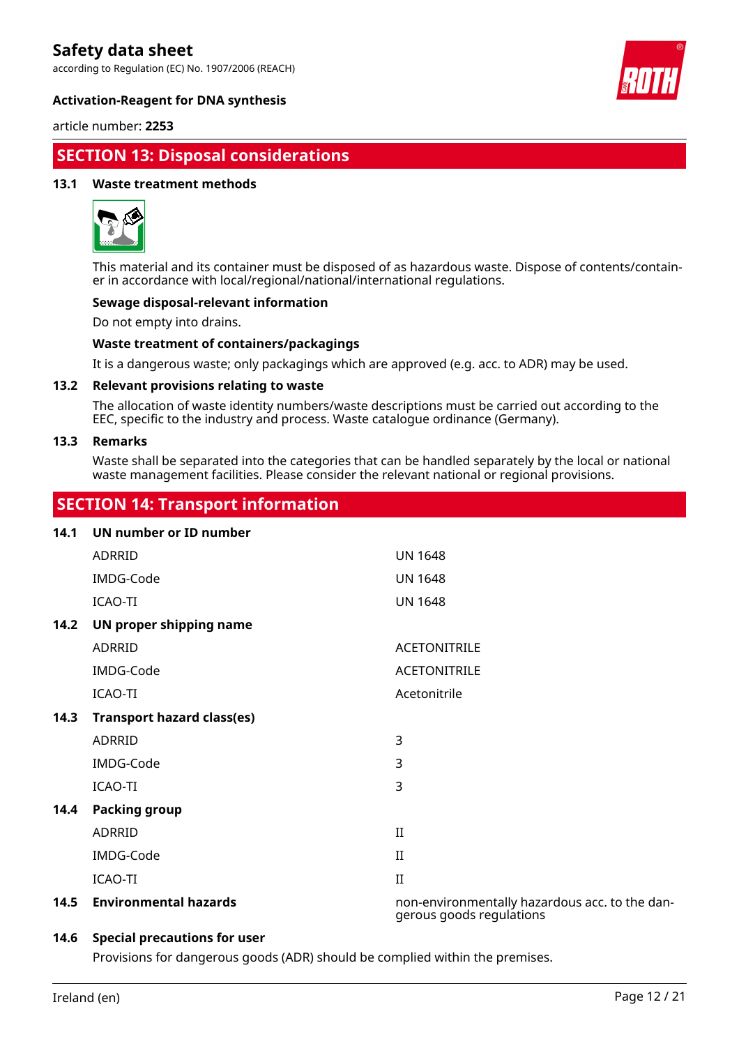## SECTION 13: Disposal considerations

### 13.1 Waste treatment methods

This material and its container must be disposed of as hazardous waste. Dispose of contents/container in accordance with local/regional/national/international regulations.

**Sewage disposal-relevant information**

Do not empty into drains.

**Waste treatment of containers/packagings**

It is a dangerous waste; only packagings which are approved (e.g. acc. to ADR) may be used.

### 13.2 Relevant provisions relating to waste

The allocation of waste identity numbers/waste descriptions must be carried out according to the EEC, specific to the industry and process. Waste catalogue ordinance (Germany).

### 13.3 Remarks

Waste shall be separated into the categories that can be handled separately by the local or national waste management facilities. Please consider the relevant national or regional provisions.

## SECTION 14: Transport information

| | | |
|---|---|---|
| **14.1** | **UN number or ID number** | |
| | ADRRID | UN 1648 |
| | IMDG-Code | UN 1648 |
| | ICAO-TI | UN 1648 |
| **14.2** | **UN proper shipping name** | |
| | ADRRID | ACETONITRILE |
| | IMDG-Code | ACETONITRILE |
| | ICAO-TI | Acetonitrile |
| **14.3** | **Transport hazard class(es)** | |
| | ADRRID | 3 |
| | IMDG-Code | 3 |
| | ICAO-TI | 3 |
| **14.4** | **Packing group** | |
| | ADRRID | II |
| | IMDG-Code | II |
| | ICAO-TI | II |
| **14.5** | **Environmental hazards** | non-environmentally hazardous acc. to the dangerous goods regulations |

### 14.6 Special precautions for user

Provisions for dangerous goods (ADR) should be complied within the premises.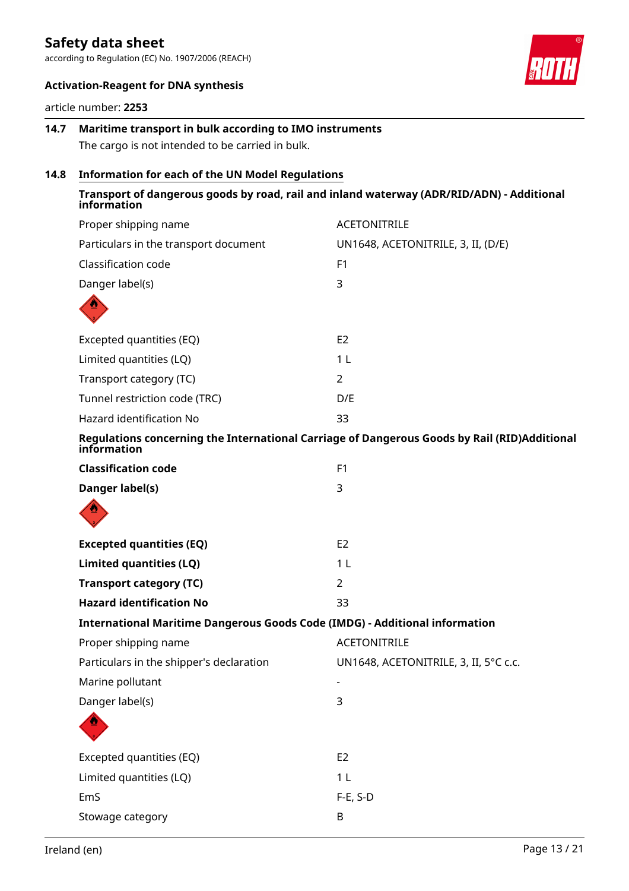## 14.7 Maritime transport in bulk according to IMO instruments

The cargo is not intended to be carried in bulk.

## 14.8 Information for each of the UN Model Regulations

### Transport of dangerous goods by road, rail and inland waterway (ADR/RID/ADN) - Additional information

| | |
|---|---|
| Proper shipping name | ACETONITRILE |
| Particulars in the transport document | UN1648, ACETONITRILE, 3, II, (D/E) |
| Classification code | F1 |
| Danger label(s) | 3 |
| Excepted quantities (EQ) | E2 |
| Limited quantities (LQ) | 1 L |
| Transport category (TC) | 2 |
| Tunnel restriction code (TRC) | D/E |
| Hazard identification No | 33 |

### Regulations concerning the International Carriage of Dangerous Goods by Rail (RID)Additional information

| | |
|---|---|
| **Classification code** | F1 |
| **Danger label(s)** | 3 |
| **Excepted quantities (EQ)** | E2 |
| **Limited quantities (LQ)** | 1 L |
| **Transport category (TC)** | 2 |
| **Hazard identification No** | 33 |

### International Maritime Dangerous Goods Code (IMDG) - Additional information

| | |
|---|---|
| Proper shipping name | ACETONITRILE |
| Particulars in the shipper's declaration | UN1648, ACETONITRILE, 3, II, 5°C c.c. |
| Marine pollutant | - |
| Danger label(s) | 3 |
| Excepted quantities (EQ) | E2 |
| Limited quantities (LQ) | 1 L |
| EmS | F-E, S-D |
| Stowage category | B |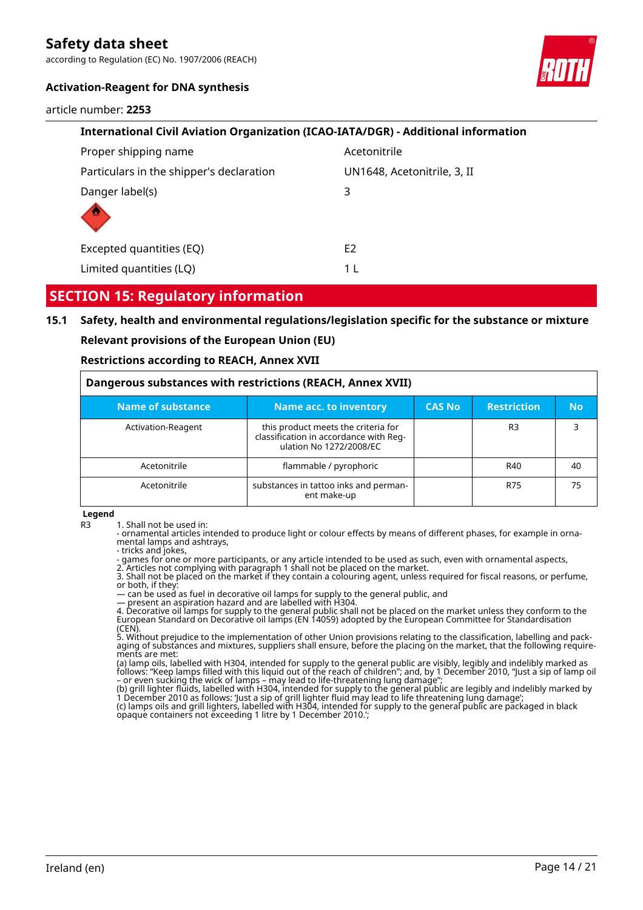**International Civil Aviation Organization (ICAO-IATA/DGR) - Additional information**

| | |
|---|---|
| Proper shipping name | Acetonitrile |
| Particulars in the shipper's declaration | UN1648, Acetonitrile, 3, II |
| Danger label(s) | 3 |
| Excepted quantities (EQ) | E2 |
| Limited quantities (LQ) | 1 L |

## SECTION 15: Regulatory information

### 15.1 Safety, health and environmental regulations/legislation specific for the substance or mixture

**Relevant provisions of the European Union (EU)**

**Restrictions according to REACH, Annex XVII**

**Dangerous substances with restrictions (REACH, Annex XVII)**

| Name of substance | Name acc. to inventory | CAS No | Restriction | No |
|---|---|---|---|---|
| Activation-Reagent | this product meets the criteria for classification in accordance with Regulation No 1272/2008/EC | | R3 | 3 |
| Acetonitrile | flammable / pyrophoric | | R40 | 40 |
| Acetonitrile | substances in tattoo inks and permanent make-up | | R75 | 75 |

**Legend**

R3 1. Shall not be used in:
- ornamental articles intended to produce light or colour effects by means of different phases, for example in ornamental lamps and ashtrays,
- tricks and jokes,
- games for one or more participants, or any article intended to be used as such, even with ornamental aspects,
2. Articles not complying with paragraph 1 shall not be placed on the market.
3. Shall not be placed on the market if they contain a colouring agent, unless required for fiscal reasons, or perfume, or both, if they:
— can be used as fuel in decorative oil lamps for supply to the general public, and
— present an aspiration hazard and are labelled with H304.
4. Decorative oil lamps for supply to the general public shall not be placed on the market unless they conform to the European Standard on Decorative oil lamps (EN 14059) adopted by the European Committee for Standardisation (CEN).
5. Without prejudice to the implementation of other Union provisions relating to the classification, labelling and packaging of substances and mixtures, suppliers shall ensure, before the placing on the market, that the following requirements are met:
(a) lamp oils, labelled with H304, intended for supply to the general public are visibly, legibly and indelibly marked as follows: "Keep lamps filled with this liquid out of the reach of children"; and, by 1 December 2010, "Just a sip of lamp oil – or even sucking the wick of lamps – may lead to life-threatening lung damage";
(b) grill lighter fluids, labelled with H304, intended for supply to the general public are legibly and indelibly marked by 1 December 2010 as follows: 'Just a sip of grill lighter fluid may lead to life threatening lung damage';
(c) lamps oils and grill lighters, labelled with H304, intended for supply to the general public are packaged in black opaque containers not exceeding 1 litre by 1 December 2010.';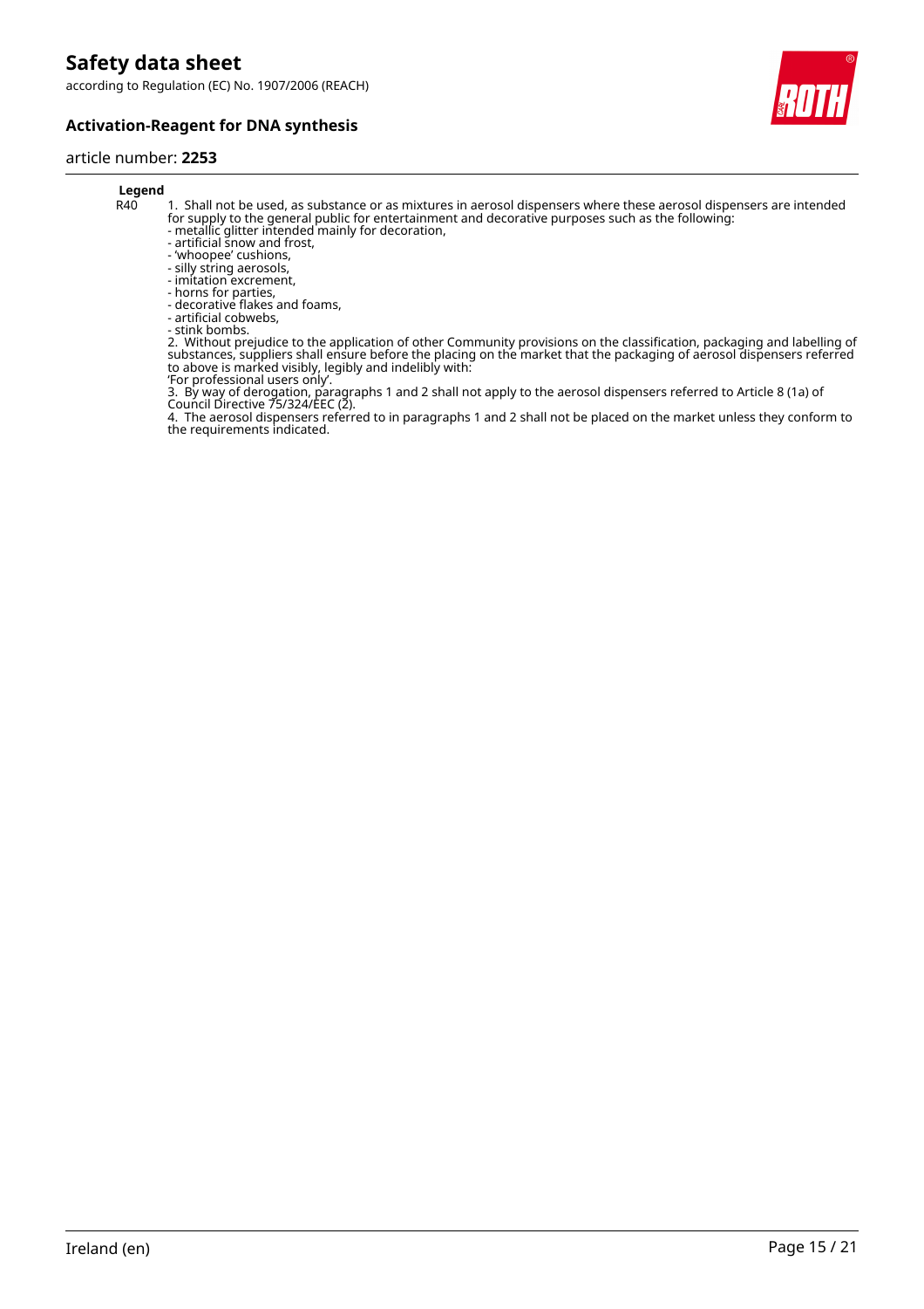**Legend**

| | |
|---|---|
| R40 | 1. Shall not be used, as substance or as mixtures in aerosol dispensers where these aerosol dispensers are intended for supply to the general public for entertainment and decorative purposes such as the following:<br>- metallic glitter intended mainly for decoration,<br>- artificial snow and frost,<br>- 'whoopee' cushions,<br>- silly string aerosols,<br>- imitation excrement,<br>- horns for parties,<br>- decorative flakes and foams,<br>- artificial cobwebs,<br>- stink bombs.<br>2. Without prejudice to the application of other Community provisions on the classification, packaging and labelling of substances, suppliers shall ensure before the placing on the market that the packaging of aerosol dispensers referred to above is marked visibly, legibly and indelibly with:<br>'For professional users only'.<br>3. By way of derogation, paragraphs 1 and 2 shall not apply to the aerosol dispensers referred to Article 8 (1a) of Council Directive 75/324/EEC (2).<br>4. The aerosol dispensers referred to in paragraphs 1 and 2 shall not be placed on the market unless they conform to the requirements indicated. |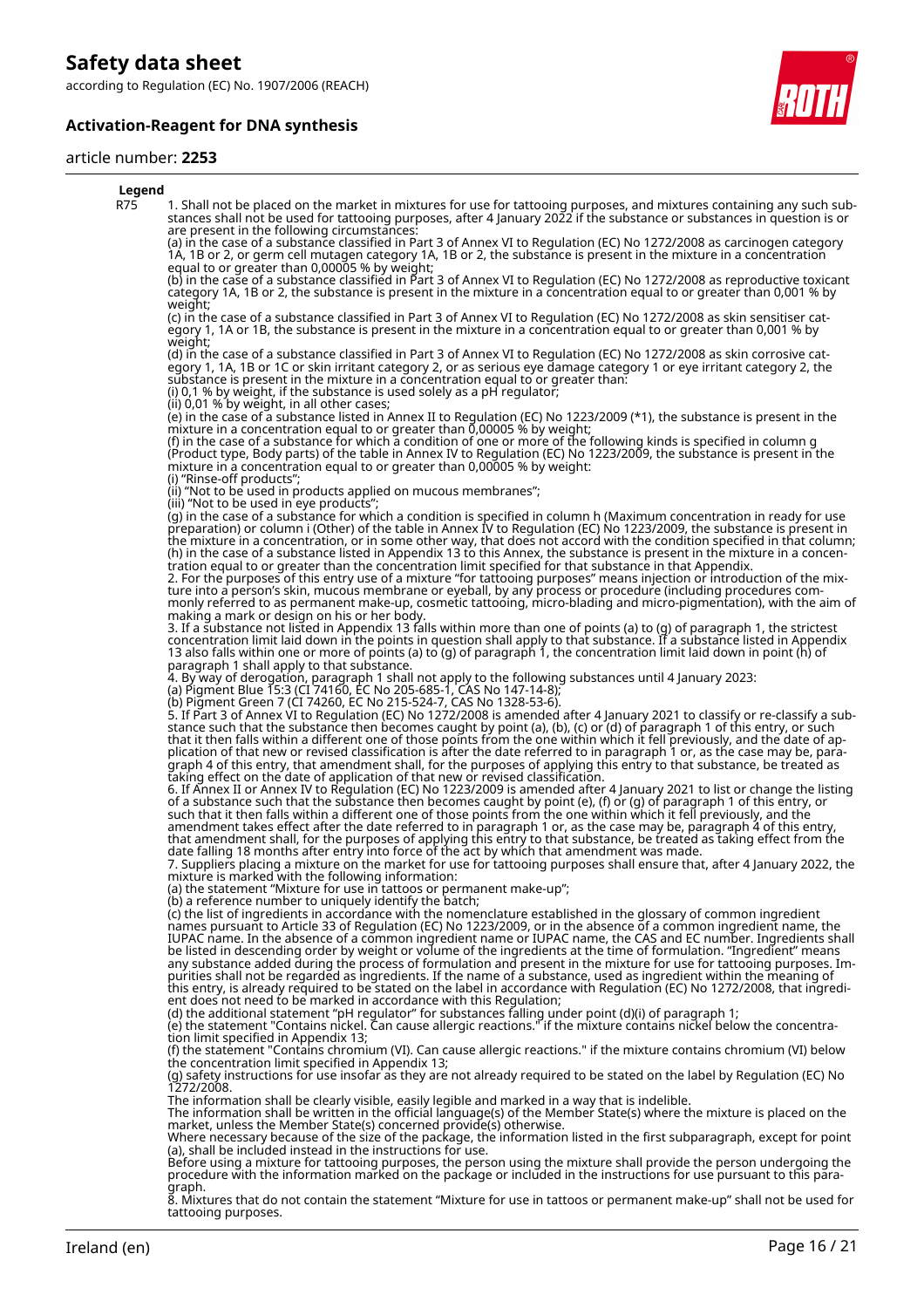**Legend**

R75 1. Shall not be placed on the market in mixtures for use for tattooing purposes, and mixtures containing any such substances shall not be used for tattooing purposes, after 4 January 2022 if the substance or substances in question is or are present in the following circumstances:
(a) in the case of a substance classified in Part 3 of Annex VI to Regulation (EC) No 1272/2008 as carcinogen category 1A, 1B or 2, or germ cell mutagen category 1A, 1B or 2, the substance is present in the mixture in a concentration equal to or greater than 0,00005 % by weight;
(b) in the case of a substance classified in Part 3 of Annex VI to Regulation (EC) No 1272/2008 as reproductive toxicant category 1A, 1B or 2, the substance is present in the mixture in a concentration equal to or greater than 0,001 % by weight;
(c) in the case of a substance classified in Part 3 of Annex VI to Regulation (EC) No 1272/2008 as skin sensitiser category 1, 1A or 1B, the substance is present in the mixture in a concentration equal to or greater than 0,001 % by weight;
(d) in the case of a substance classified in Part 3 of Annex VI to Regulation (EC) No 1272/2008 as skin corrosive category 1, 1A, 1B or 1C or skin irritant category 2, or as serious eye damage category 1 or eye irritant category 2, the substance is present in the mixture in a concentration equal to or greater than:
(i) 0,1 % by weight, if the substance is used solely as a pH regulator;
(ii) 0,01 % by weight, in all other cases;
(e) in the case of a substance listed in Annex II to Regulation (EC) No 1223/2009 (*1), the substance is present in the mixture in a concentration equal to or greater than 0,00005 % by weight;
(f) in the case of a substance for which a condition of one or more of the following kinds is specified in column g (Product type, Body parts) of the table in Annex IV to Regulation (EC) No 1223/2009, the substance is present in the mixture in a concentration equal to or greater than 0,00005 % by weight:
(i) "Rinse-off products";
(ii) "Not to be used in products applied on mucous membranes";
(iii) "Not to be used in eye products";
(g) in the case of a substance for which a condition is specified in column h (Maximum concentration in ready for use preparation) or column i (Other) of the table in Annex IV to Regulation (EC) No 1223/2009, the substance is present in the mixture in a concentration, or in some other way, that does not accord with the condition specified in that column;
(h) in the case of a substance listed in Appendix 13 to this Annex, the substance is present in the mixture in a concentration equal to or greater than the concentration limit specified for that substance in that Appendix.
2. For the purposes of this entry use of a mixture "for tattooing purposes" means injection or introduction of the mixture into a person's skin, mucous membrane or eyeball, by any process or procedure (including procedures commonly referred to as permanent make-up, cosmetic tattooing, micro-blading and micro-pigmentation), with the aim of making a mark or design on his or her body.
3. If a substance not listed in Appendix 13 falls within more than one of points (a) to (g) of paragraph 1, the strictest concentration limit laid down in the points in question shall apply to that substance. If a substance listed in Appendix 13 also falls within one or more of points (a) to (g) of paragraph 1, the concentration limit laid down in point (h) of paragraph 1 shall apply to that substance.
4. By way of derogation, paragraph 1 shall not apply to the following substances until 4 January 2023:
(a) Pigment Blue 15:3 (CI 74160, EC No 205-685-1, CAS No 147-14-8);
(b) Pigment Green 7 (CI 74260, EC No 215-524-7, CAS No 1328-53-6).
5. If Part 3 of Annex VI to Regulation (EC) No 1272/2008 is amended after 4 January 2021 to classify or re-classify a substance such that the substance then becomes caught by point (a), (b), (c) or (d) of paragraph 1 of this entry, or such that it then falls within a different one of those points from the one within which it fell previously, and the date of application of that new or revised classification is after the date referred to in paragraph 1 or, as the case may be, paragraph 4 of this entry, that amendment shall, for the purposes of applying this entry to that substance, be treated as taking effect on the date of application of that new or revised classification.
6. If Annex II or Annex IV to Regulation (EC) No 1223/2009 is amended after 4 January 2021 to list or change the listing of a substance such that the substance then becomes caught by point (e), (f) or (g) of paragraph 1 of this entry, or such that it then falls within a different one of those points from the one within which it fell previously, and the amendment takes effect after the date referred to in paragraph 1 or, as the case may be, paragraph 4 of this entry, that amendment shall, for the purposes of applying this entry to that substance, be treated as taking effect from the date falling 18 months after entry into force of the act by which that amendment was made.
7. Suppliers placing a mixture on the market for use for tattooing purposes shall ensure that, after 4 January 2022, the mixture is marked with the following information:
(a) the statement "Mixture for use in tattoos or permanent make-up";
(b) a reference number to uniquely identify the batch;
(c) the list of ingredients in accordance with the nomenclature established in the glossary of common ingredient names pursuant to Article 33 of Regulation (EC) No 1223/2009, or in the absence of a common ingredient name, the IUPAC name. In the absence of a common ingredient name or IUPAC name, the CAS and EC number. Ingredients shall be listed in descending order by weight or volume of the ingredients at the time of formulation. "Ingredient" means any substance added during the process of formulation and present in the mixture for use for tattooing purposes. Impurities shall not be regarded as ingredients. If the name of a substance, used as ingredient within the meaning of this entry, is already required to be stated on the label in accordance with Regulation (EC) No 1272/2008, that ingredient does not need to be marked in accordance with this Regulation;
(d) the additional statement "pH regulator" for substances falling under point (d)(i) of paragraph 1;
(e) the statement "Contains nickel. Can cause allergic reactions." if the mixture contains nickel below the concentration limit specified in Appendix 13;
(f) the statement "Contains chromium (VI). Can cause allergic reactions." if the mixture contains chromium (VI) below the concentration limit specified in Appendix 13;
(g) safety instructions for use insofar as they are not already required to be stated on the label by Regulation (EC) No 1272/2008.
The information shall be clearly visible, easily legible and marked in a way that is indelible.
The information shall be written in the official language(s) of the Member State(s) where the mixture is placed on the market, unless the Member State(s) concerned provide(s) otherwise.
Where necessary because of the size of the package, the information listed in the first subparagraph, except for point (a), shall be included instead in the instructions for use.
Before using a mixture for tattooing purposes, the person using the mixture shall provide the person undergoing the procedure with the information marked on the package or included in the instructions for use pursuant to this paragraph.
8. Mixtures that do not contain the statement "Mixture for use in tattoos or permanent make-up" shall not be used for tattooing purposes.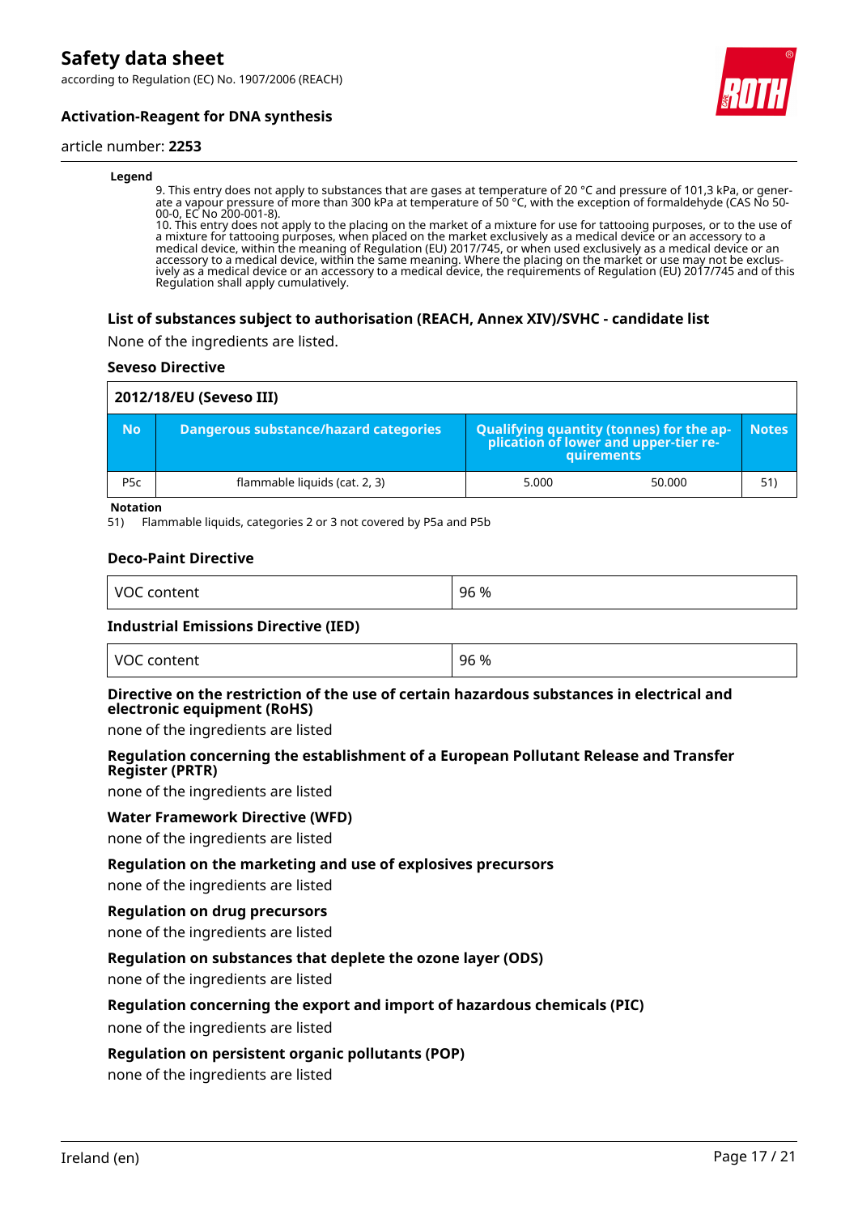**Legend**

9. This entry does not apply to substances that are gases at temperature of 20 °C and pressure of 101,3 kPa, or generate a vapour pressure of more than 300 kPa at temperature of 50 °C, with the exception of formaldehyde (CAS No 50-00-0, EC No 200-001-8).
10. This entry does not apply to the placing on the market of a mixture for use for tattooing purposes, or to the use of a mixture for tattooing purposes, when placed on the market exclusively as a medical device or an accessory to a medical device, within the meaning of Regulation (EU) 2017/745, or when used exclusively as a medical device or an accessory to a medical device, within the same meaning. Where the placing on the market or use may not be exclusively as a medical device or an accessory to a medical device, the requirements of Regulation (EU) 2017/745 and of this Regulation shall apply cumulatively.

### List of substances subject to authorisation (REACH, Annex XIV)/SVHC - candidate list

None of the ingredients are listed.

#### Seveso Directive

**2012/18/EU (Seveso III)**

| No | Dangerous substance/hazard categories | Qualifying quantity (tonnes) for the application of lower and upper-tier requirements | | Notes |
|---|---|---|---|---|
| P5c | flammable liquids (cat. 2, 3) | 5.000 | 50.000 | 51) |

**Notation**

51) Flammable liquids, categories 2 or 3 not covered by P5a and P5b

#### Deco-Paint Directive

| VOC content | 96 % |
|---|---|

#### Industrial Emissions Directive (IED)

| VOC content | 96 % |
|---|---|

#### Directive on the restriction of the use of certain hazardous substances in electrical and electronic equipment (RoHS)

none of the ingredients are listed

#### Regulation concerning the establishment of a European Pollutant Release and Transfer Register (PRTR)

none of the ingredients are listed

#### Water Framework Directive (WFD)

none of the ingredients are listed

#### Regulation on the marketing and use of explosives precursors

none of the ingredients are listed

#### Regulation on drug precursors

none of the ingredients are listed

#### Regulation on substances that deplete the ozone layer (ODS)

none of the ingredients are listed

#### Regulation concerning the export and import of hazardous chemicals (PIC)

none of the ingredients are listed

#### Regulation on persistent organic pollutants (POP)

none of the ingredients are listed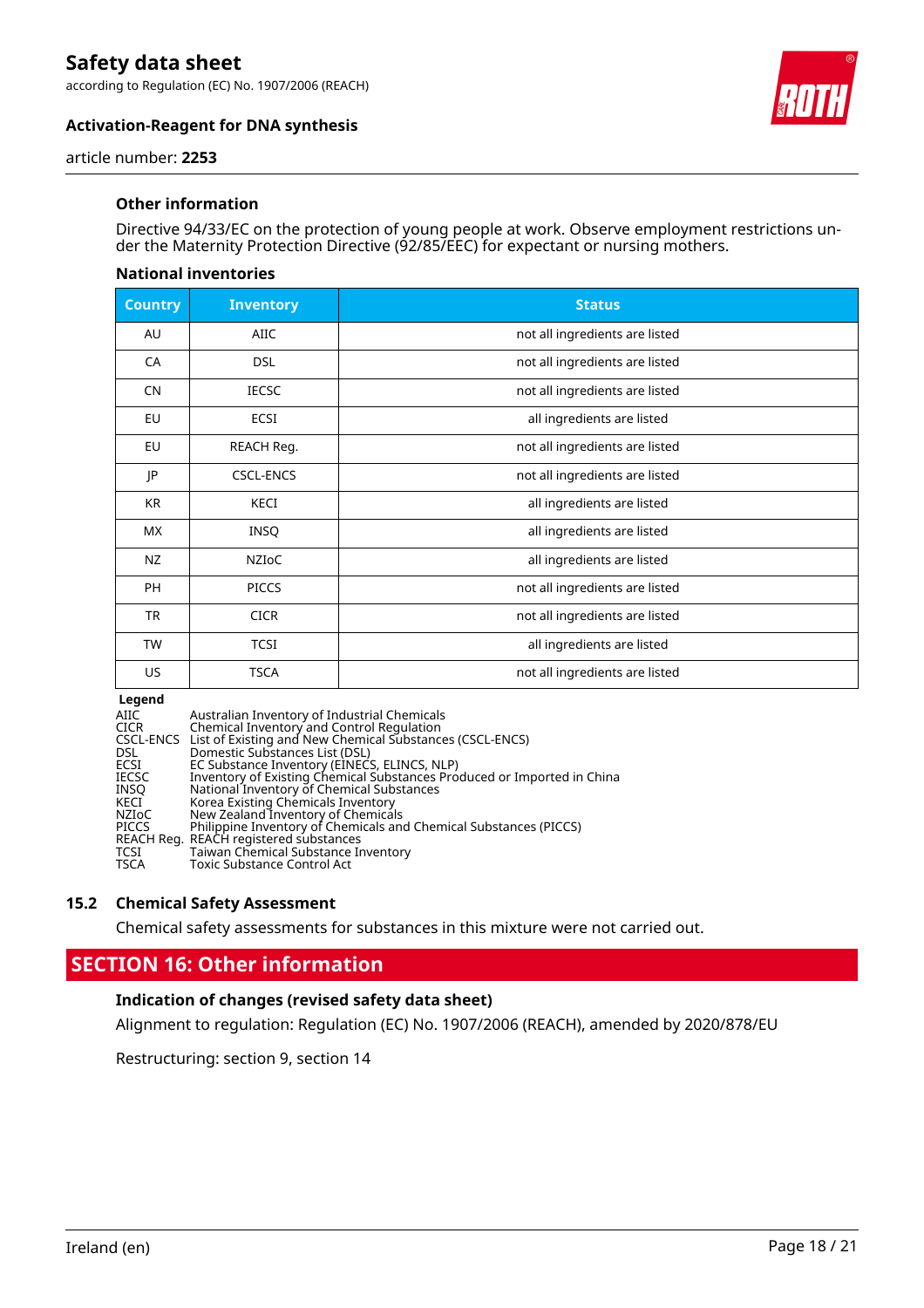### Other information

Directive 94/33/EC on the protection of young people at work. Observe employment restrictions under the Maternity Protection Directive (92/85/EEC) for expectant or nursing mothers.

#### National inventories

| Country | Inventory | Status |
|---|---|---|
| AU | AIIC | not all ingredients are listed |
| CA | DSL | not all ingredients are listed |
| CN | IECSC | not all ingredients are listed |
| EU | ECSI | all ingredients are listed |
| EU | REACH Reg. | not all ingredients are listed |
| JP | CSCL-ENCS | not all ingredients are listed |
| KR | KECI | all ingredients are listed |
| MX | INSQ | all ingredients are listed |
| NZ | NZIoC | all ingredients are listed |
| PH | PICCS | not all ingredients are listed |
| TR | CICR | not all ingredients are listed |
| TW | TCSI | all ingredients are listed |
| US | TSCA | not all ingredients are listed |

**Legend**

| | |
|---|---|
| AIIC | Australian Inventory of Industrial Chemicals |
| CICR | Chemical Inventory and Control Regulation |
| CSCL-ENCS | List of Existing and New Chemical Substances (CSCL-ENCS) |
| DSL | Domestic Substances List (DSL) |
| ECSI | EC Substance Inventory (EINECS, ELINCS, NLP) |
| IECSC | Inventory of Existing Chemical Substances Produced or Imported in China |
| INSQ | National Inventory of Chemical Substances |
| KECI | Korea Existing Chemicals Inventory |
| NZIoC | New Zealand Inventory of Chemicals |
| PICCS | Philippine Inventory of Chemicals and Chemical Substances (PICCS) |
| REACH Reg. | REACH registered substances |
| TCSI | Taiwan Chemical Substance Inventory |
| TSCA | Toxic Substance Control Act |

### 15.2 Chemical Safety Assessment

Chemical safety assessments for substances in this mixture were not carried out.

## SECTION 16: Other information

### Indication of changes (revised safety data sheet)

Alignment to regulation: Regulation (EC) No. 1907/2006 (REACH), amended by 2020/878/EU

Restructuring: section 9, section 14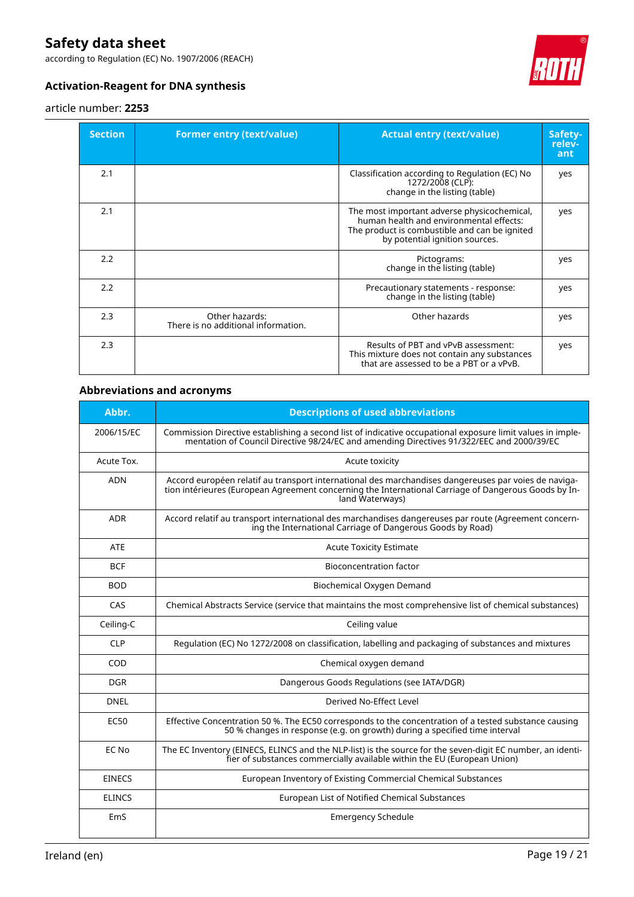| Section | Former entry (text/value) | Actual entry (text/value) | Safety-relevant |
|---|---|---|---|
| 2.1 | | Classification according to Regulation (EC) No 1272/2008 (CLP):<br>change in the listing (table) | yes |
| 2.1 | | The most important adverse physicochemical, human health and environmental effects:<br>The product is combustible and can be ignited by potential ignition sources. | yes |
| 2.2 | | Pictograms:<br>change in the listing (table) | yes |
| 2.2 | | Precautionary statements - response:<br>change in the listing (table) | yes |
| 2.3 | Other hazards:<br>There is no additional information. | Other hazards | yes |
| 2.3 | | Results of PBT and vPvB assessment:<br>This mixture does not contain any substances that are assessed to be a PBT or a vPvB. | yes |

### Abbreviations and acronyms

| Abbr. | Descriptions of used abbreviations |
|---|---|
| 2006/15/EC | Commission Directive establishing a second list of indicative occupational exposure limit values in implementation of Council Directive 98/24/EC and amending Directives 91/322/EEC and 2000/39/EC |
| Acute Tox. | Acute toxicity |
| ADN | Accord européen relatif au transport international des marchandises dangereuses par voies de navigation intérieures (European Agreement concerning the International Carriage of Dangerous Goods by Inland Waterways) |
| ADR | Accord relatif au transport international des marchandises dangereuses par route (Agreement concerning the International Carriage of Dangerous Goods by Road) |
| ATE | Acute Toxicity Estimate |
| BCF | Bioconcentration factor |
| BOD | Biochemical Oxygen Demand |
| CAS | Chemical Abstracts Service (service that maintains the most comprehensive list of chemical substances) |
| Ceiling-C | Ceiling value |
| CLP | Regulation (EC) No 1272/2008 on classification, labelling and packaging of substances and mixtures |
| COD | Chemical oxygen demand |
| DGR | Dangerous Goods Regulations (see IATA/DGR) |
| DNEL | Derived No-Effect Level |
| EC50 | Effective Concentration 50 %. The EC50 corresponds to the concentration of a tested substance causing 50 % changes in response (e.g. on growth) during a specified time interval |
| EC No | The EC Inventory (EINECS, ELINCS and the NLP-list) is the source for the seven-digit EC number, an identifier of substances commercially available within the EU (European Union) |
| EINECS | European Inventory of Existing Commercial Chemical Substances |
| ELINCS | European List of Notified Chemical Substances |
| EmS | Emergency Schedule |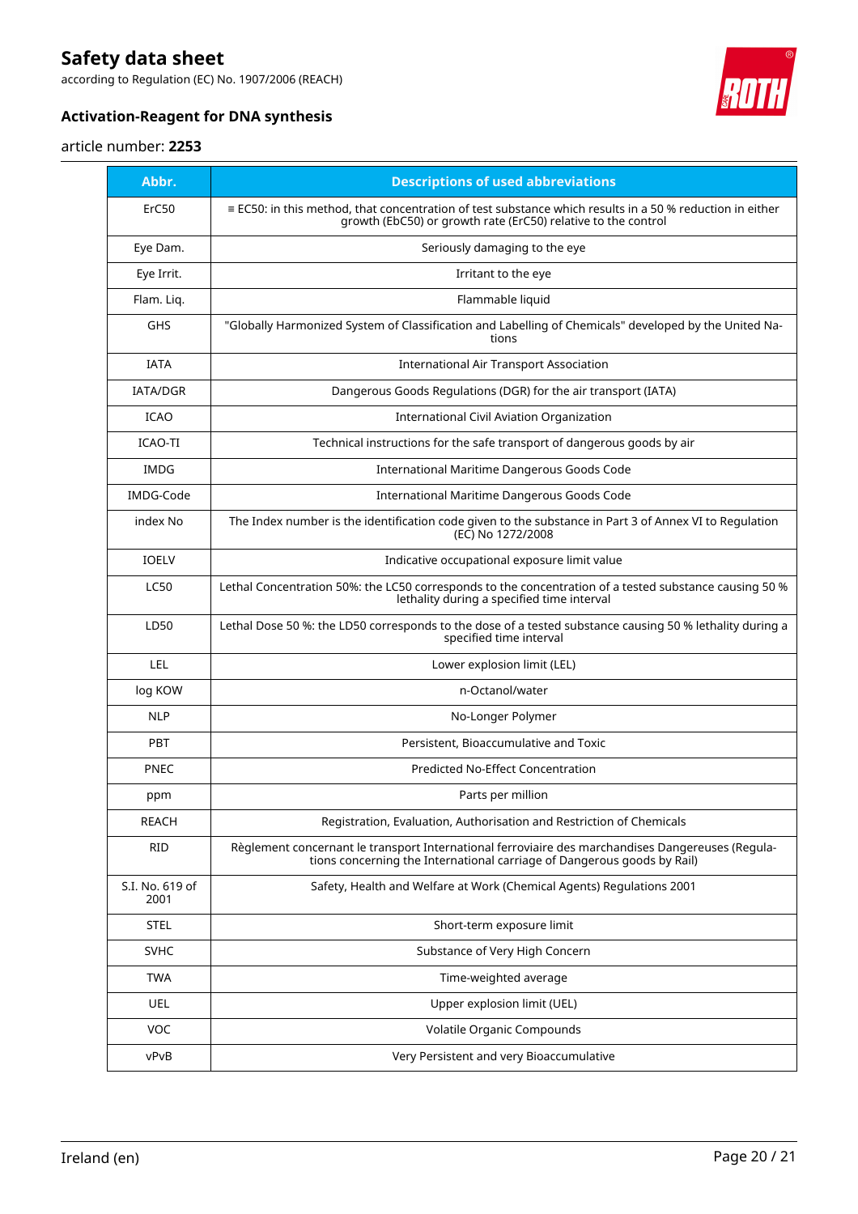| Abbr. | Descriptions of used abbreviations |
|---|---|
| ErC50 | ≡ EC50: in this method, that concentration of test substance which results in a 50 % reduction in either growth (EbC50) or growth rate (ErC50) relative to the control |
| Eye Dam. | Seriously damaging to the eye |
| Eye Irrit. | Irritant to the eye |
| Flam. Liq. | Flammable liquid |
| GHS | "Globally Harmonized System of Classification and Labelling of Chemicals" developed by the United Nations |
| IATA | International Air Transport Association |
| IATA/DGR | Dangerous Goods Regulations (DGR) for the air transport (IATA) |
| ICAO | International Civil Aviation Organization |
| ICAO-TI | Technical instructions for the safe transport of dangerous goods by air |
| IMDG | International Maritime Dangerous Goods Code |
| IMDG-Code | International Maritime Dangerous Goods Code |
| index No | The Index number is the identification code given to the substance in Part 3 of Annex VI to Regulation (EC) No 1272/2008 |
| IOELV | Indicative occupational exposure limit value |
| LC50 | Lethal Concentration 50%: the LC50 corresponds to the concentration of a tested substance causing 50 % lethality during a specified time interval |
| LD50 | Lethal Dose 50 %: the LD50 corresponds to the dose of a tested substance causing 50 % lethality during a specified time interval |
| LEL | Lower explosion limit (LEL) |
| log KOW | n-Octanol/water |
| NLP | No-Longer Polymer |
| PBT | Persistent, Bioaccumulative and Toxic |
| PNEC | Predicted No-Effect Concentration |
| ppm | Parts per million |
| REACH | Registration, Evaluation, Authorisation and Restriction of Chemicals |
| RID | Règlement concernant le transport International ferroviaire des marchandises Dangereuses (Regulations concerning the International carriage of Dangerous goods by Rail) |
| S.I. No. 619 of 2001 | Safety, Health and Welfare at Work (Chemical Agents) Regulations 2001 |
| STEL | Short-term exposure limit |
| SVHC | Substance of Very High Concern |
| TWA | Time-weighted average |
| UEL | Upper explosion limit (UEL) |
| VOC | Volatile Organic Compounds |
| vPvB | Very Persistent and very Bioaccumulative |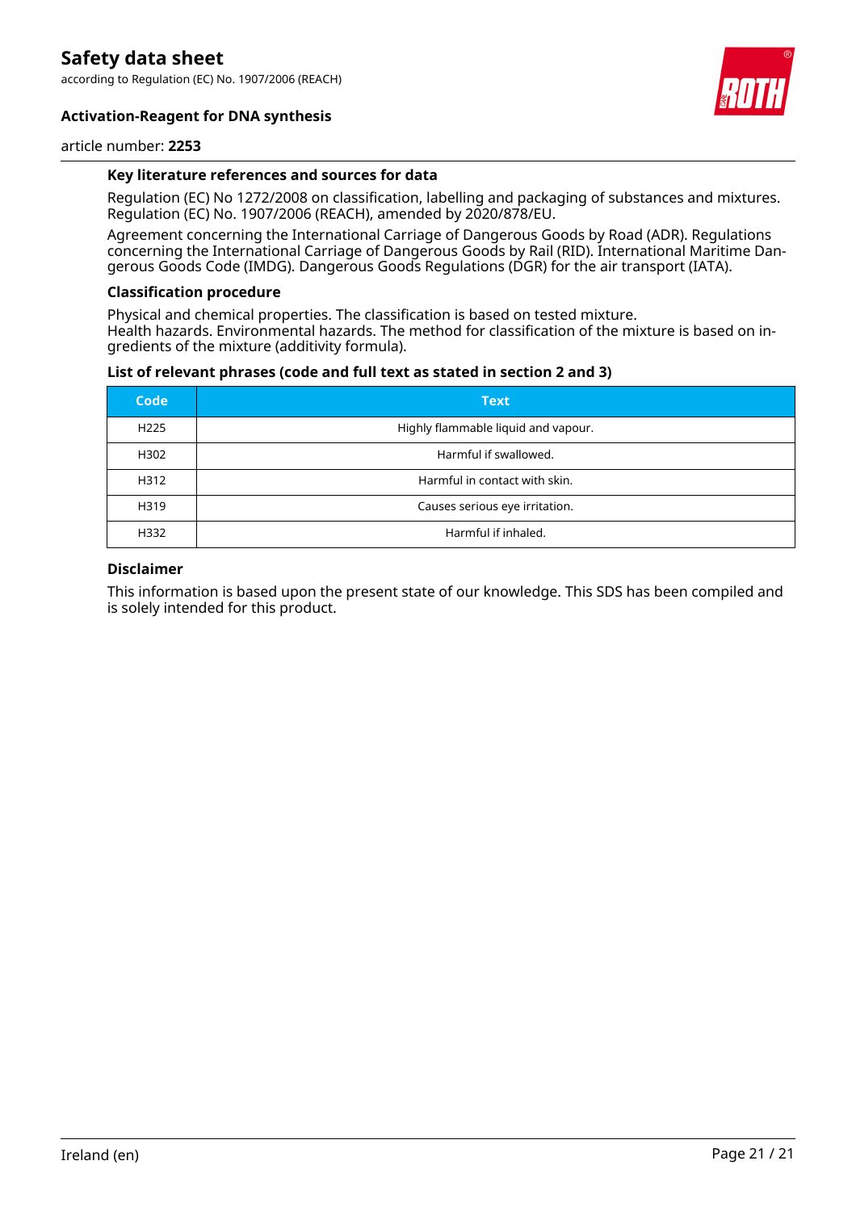### Key literature references and sources for data

Regulation (EC) No 1272/2008 on classification, labelling and packaging of substances and mixtures. Regulation (EC) No. 1907/2006 (REACH), amended by 2020/878/EU.

Agreement concerning the International Carriage of Dangerous Goods by Road (ADR). Regulations concerning the International Carriage of Dangerous Goods by Rail (RID). International Maritime Dangerous Goods Code (IMDG). Dangerous Goods Regulations (DGR) for the air transport (IATA).

### Classification procedure

Physical and chemical properties. The classification is based on tested mixture.
Health hazards. Environmental hazards. The method for classification of the mixture is based on ingredients of the mixture (additivity formula).

### List of relevant phrases (code and full text as stated in section 2 and 3)

| Code | Text |
|---|---|
| H225 | Highly flammable liquid and vapour. |
| H302 | Harmful if swallowed. |
| H312 | Harmful in contact with skin. |
| H319 | Causes serious eye irritation. |
| H332 | Harmful if inhaled. |

### Disclaimer

This information is based upon the present state of our knowledge. This SDS has been compiled and is solely intended for this product.